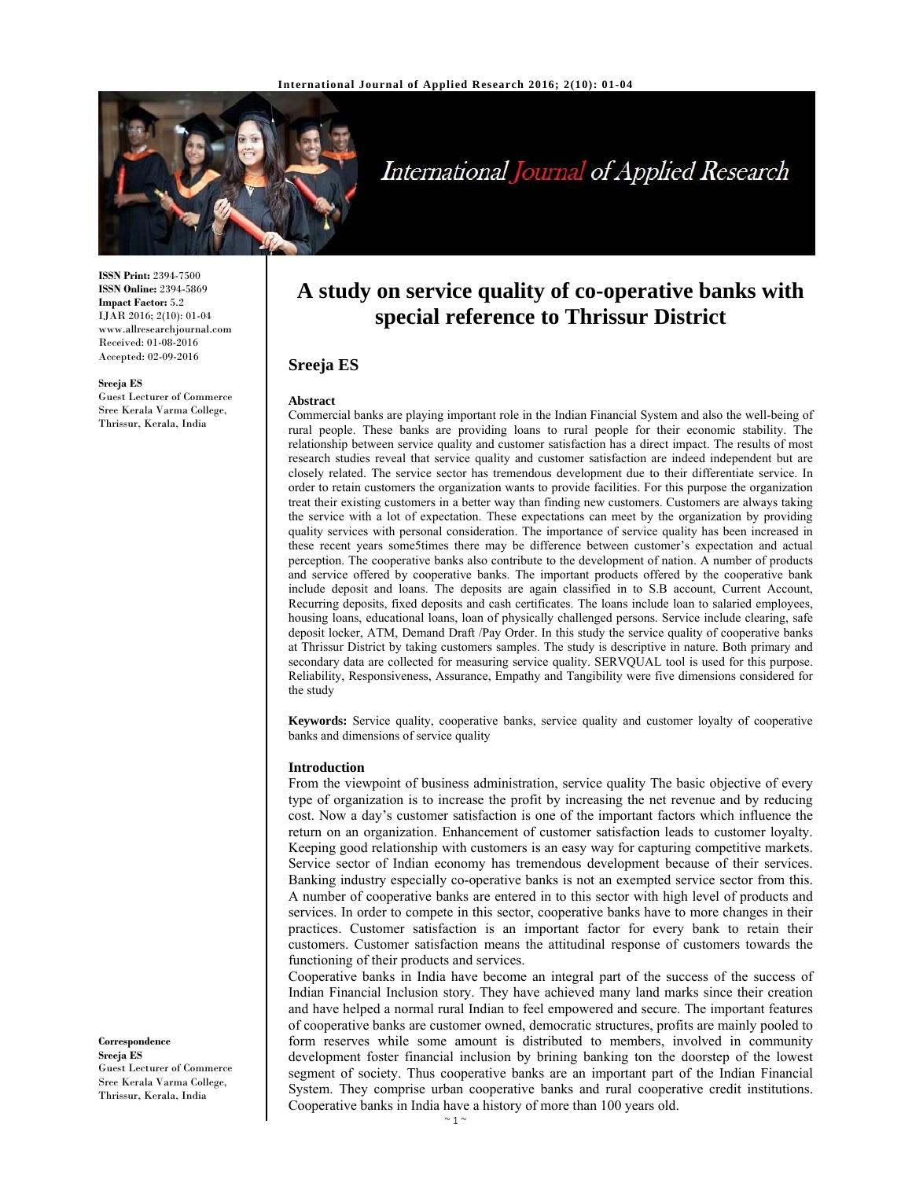ISSN Print: 2394-7500
ISSN Online: 2394-5869
Impact Factor: 5.2
IJAR 2016; 2(10): 01-04
www.allresearchjournal.com
Received: 01-08-2016
Accepted: 02-09-2016

**Sreeja ES**
Guest Lecturer of Commerce
Sree Kerala Varma College,
Thrissur, Kerala, India

**Correspondence**
**Sreeja ES**
Guest Lecturer of Commerce
Sree Kerala Varma College,
Thrissur, Kerala, India

# A study on service quality of co-operative banks with special reference to Thrissur District

## Sreeja ES

### Abstract

Commercial banks are playing important role in the Indian Financial System and also the well-being of rural people. These banks are providing loans to rural people for their economic stability. The relationship between service quality and customer satisfaction has a direct impact. The results of most research studies reveal that service quality and customer satisfaction are indeed independent but are closely related. The service sector has tremendous development due to their differentiate service. In order to retain customers the organization wants to provide facilities. For this purpose the organization treat their existing customers in a better way than finding new customers. Customers are always taking the service with a lot of expectation. These expectations can meet by the organization by providing quality services with personal consideration. The importance of service quality has been increased in these recent years some5times there may be difference between customer's expectation and actual perception. The cooperative banks also contribute to the development of nation. A number of products and service offered by cooperative banks. The important products offered by the cooperative bank include deposit and loans. The deposits are again classified in to S.B account, Current Account, Recurring deposits, fixed deposits and cash certificates. The loans include loan to salaried employees, housing loans, educational loans, loan of physically challenged persons. Service include clearing, safe deposit locker, ATM, Demand Draft /Pay Order. In this study the service quality of cooperative banks at Thrissur District by taking customers samples. The study is descriptive in nature. Both primary and secondary data are collected for measuring service quality. SERVQUAL tool is used for this purpose. Reliability, Responsiveness, Assurance, Empathy and Tangibility were five dimensions considered for the study

**Keywords:** Service quality, cooperative banks, service quality and customer loyalty of cooperative banks and dimensions of service quality

### Introduction

From the viewpoint of business administration, service quality The basic objective of every type of organization is to increase the profit by increasing the net revenue and by reducing cost. Now a day's customer satisfaction is one of the important factors which influence the return on an organization. Enhancement of customer satisfaction leads to customer loyalty. Keeping good relationship with customers is an easy way for capturing competitive markets. Service sector of Indian economy has tremendous development because of their services. Banking industry especially co-operative banks is not an exempted service sector from this. A number of cooperative banks are entered in to this sector with high level of products and services. In order to compete in this sector, cooperative banks have to more changes in their practices. Customer satisfaction is an important factor for every bank to retain their customers. Customer satisfaction means the attitudinal response of customers towards the functioning of their products and services.

Cooperative banks in India have become an integral part of the success of the success of Indian Financial Inclusion story. They have achieved many land marks since their creation and have helped a normal rural Indian to feel empowered and secure. The important features of cooperative banks are customer owned, democratic structures, profits are mainly pooled to form reserves while some amount is distributed to members, involved in community development foster financial inclusion by brining banking ton the doorstep of the lowest segment of society. Thus cooperative banks are an important part of the Indian Financial System. They comprise urban cooperative banks and rural cooperative credit institutions. Cooperative banks in India have a history of more than 100 years old.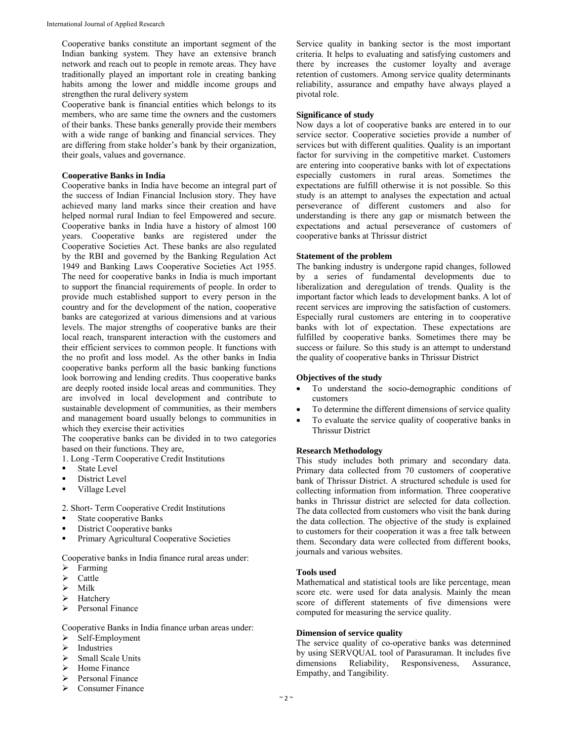Cooperative banks constitute an important segment of the Indian banking system. They have an extensive branch network and reach out to people in remote areas. They have traditionally played an important role in creating banking habits among the lower and middle income groups and strengthen the rural delivery system

Cooperative bank is financial entities which belongs to its members, who are same time the owners and the customers of their banks. These banks generally provide their members with a wide range of banking and financial services. They are differing from stake holder's bank by their organization, their goals, values and governance.

**Cooperative Banks in India**

Cooperative banks in India have become an integral part of the success of Indian Financial Inclusion story. They have achieved many land marks since their creation and have helped normal rural Indian to feel Empowered and secure. Cooperative banks in India have a history of almost 100 years. Cooperative banks are registered under the Cooperative Societies Act. These banks are also regulated by the RBI and governed by the Banking Regulation Act 1949 and Banking Laws Cooperative Societies Act 1955. The need for cooperative banks in India is much important to support the financial requirements of people. In order to provide much established support to every person in the country and for the development of the nation, cooperative banks are categorized at various dimensions and at various levels. The major strengths of cooperative banks are their local reach, transparent interaction with the customers and their efficient services to common people. It functions with the no profit and loss model. As the other banks in India cooperative banks perform all the basic banking functions look borrowing and lending credits. Thus cooperative banks are deeply rooted inside local areas and communities. They are involved in local development and contribute to sustainable development of communities, as their members and management board usually belongs to communities in which they exercise their activities

The cooperative banks can be divided in to two categories based on their functions. They are,

1. Long -Term Cooperative Credit Institutions
   - State Level
   - District Level
   - Village Level

2. Short- Term Cooperative Credit Institutions
   - State cooperative Banks
   - District Cooperative banks
   - Primary Agricultural Cooperative Societies

Cooperative banks in India finance rural areas under:

- Farming
- Cattle
- Milk
- Hatchery
- Personal Finance

Cooperative Banks in India finance urban areas under:

- Self-Employment
- Industries
- Small Scale Units
- Home Finance
- Personal Finance
- Consumer Finance

Service quality in banking sector is the most important criteria. It helps to evaluating and satisfying customers and there by increases the customer loyalty and average retention of customers. Among service quality determinants reliability, assurance and empathy have always played a pivotal role.

**Significance of study**

Now days a lot of cooperative banks are entered in to our service sector. Cooperative societies provide a number of services but with different qualities. Quality is an important factor for surviving in the competitive market. Customers are entering into cooperative banks with lot of expectations especially customers in rural areas. Sometimes the expectations are fulfill otherwise it is not possible. So this study is an attempt to analyses the expectation and actual perseverance of different customers and also for understanding is there any gap or mismatch between the expectations and actual perseverance of customers of cooperative banks at Thrissur district

**Statement of the problem**

The banking industry is undergone rapid changes, followed by a series of fundamental developments due to liberalization and deregulation of trends. Quality is the important factor which leads to development banks. A lot of recent services are improving the satisfaction of customers. Especially rural customers are entering in to cooperative banks with lot of expectation. These expectations are fulfilled by cooperative banks. Sometimes there may be success or failure. So this study is an attempt to understand the quality of cooperative banks in Thrissur District

**Objectives of the study**

- To understand the socio-demographic conditions of customers
- To determine the different dimensions of service quality
- To evaluate the service quality of cooperative banks in Thrissur District

**Research Methodology**

This study includes both primary and secondary data. Primary data collected from 70 customers of cooperative bank of Thrissur District. A structured schedule is used for collecting information from information. Three cooperative banks in Thrissur district are selected for data collection. The data collected from customers who visit the bank during the data collection. The objective of the study is explained to customers for their cooperation it was a free talk between them. Secondary data were collected from different books, journals and various websites.

**Tools used**

Mathematical and statistical tools are like percentage, mean score etc. were used for data analysis. Mainly the mean score of different statements of five dimensions were computed for measuring the service quality.

**Dimension of service quality**

The service quality of co-operative banks was determined by using SERVQUAL tool of Parasuraman. It includes five dimensions Reliability, Responsiveness, Assurance, Empathy, and Tangibility.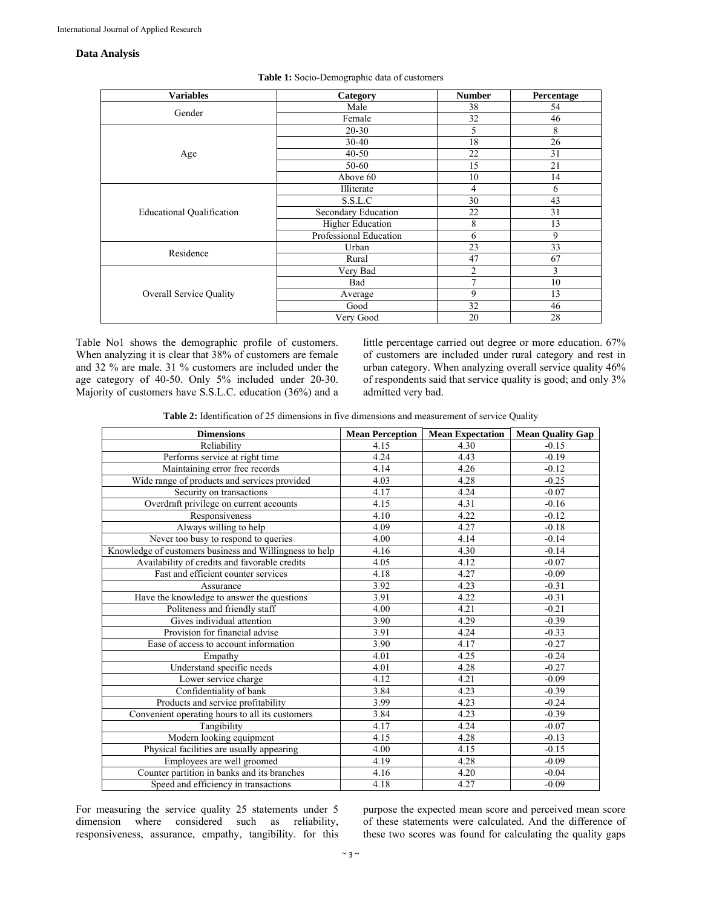## Data Analysis

**Table 1:** Socio-Demographic data of customers

| Variables | Category | Number | Percentage |
|---|---|---|---|
| Gender | Male | 38 | 54 |
| | Female | 32 | 46 |
| Age | 20-30 | 5 | 8 |
| | 30-40 | 18 | 26 |
| | 40-50 | 22 | 31 |
| | 50-60 | 15 | 21 |
| | Above 60 | 10 | 14 |
| Educational Qualification | Illiterate | 4 | 6 |
| | S.S.L.C | 30 | 43 |
| | Secondary Education | 22 | 31 |
| | Higher Education | 8 | 13 |
| | Professional Education | 6 | 9 |
| Residence | Urban | 23 | 33 |
| | Rural | 47 | 67 |
| Overall Service Quality | Very Bad | 2 | 3 |
| | Bad | 7 | 10 |
| | Average | 9 | 13 |
| | Good | 32 | 46 |
| | Very Good | 20 | 28 |

Table No1 shows the demographic profile of customers. When analyzing it is clear that 38% of customers are female and 32 % are male. 31 % customers are included under the age category of 40-50. Only 5% included under 20-30. Majority of customers have S.S.L.C. education (36%) and a little percentage carried out degree or more education. 67% of customers are included under rural category and rest in urban category. When analyzing overall service quality 46% of respondents said that service quality is good; and only 3% admitted very bad.

**Table 2:** Identification of 25 dimensions in five dimensions and measurement of service Quality

| Dimensions | Mean Perception | Mean Expectation | Mean Quality Gap |
|---|---|---|---|
| Reliability | 4.15 | 4.30 | -0.15 |
| Performs service at right time | 4.24 | 4.43 | -0.19 |
| Maintaining error free records | 4.14 | 4.26 | -0.12 |
| Wide range of products and services provided | 4.03 | 4.28 | -0.25 |
| Security on transactions | 4.17 | 4.24 | -0.07 |
| Overdraft privilege on current accounts | 4.15 | 4.31 | -0.16 |
| Responsiveness | 4.10 | 4.22 | -0.12 |
| Always willing to help | 4.09 | 4.27 | -0.18 |
| Never too busy to respond to queries | 4.00 | 4.14 | -0.14 |
| Knowledge of customers business and Willingness to help | 4.16 | 4.30 | -0.14 |
| Availability of credits and favorable credits | 4.05 | 4.12 | -0.07 |
| Fast and efficient counter services | 4.18 | 4.27 | -0.09 |
| Assurance | 3.92 | 4.23 | -0.31 |
| Have the knowledge to answer the questions | 3.91 | 4.22 | -0.31 |
| Politeness and friendly staff | 4.00 | 4.21 | -0.21 |
| Gives individual attention | 3.90 | 4.29 | -0.39 |
| Provision for financial advise | 3.91 | 4.24 | -0.33 |
| Ease of access to account information | 3.90 | 4.17 | -0.27 |
| Empathy | 4.01 | 4.25 | -0.24 |
| Understand specific needs | 4.01 | 4.28 | -0.27 |
| Lower service charge | 4.12 | 4.21 | -0.09 |
| Confidentiality of bank | 3.84 | 4.23 | -0.39 |
| Products and service profitability | 3.99 | 4.23 | -0.24 |
| Convenient operating hours to all its customers | 3.84 | 4.23 | -0.39 |
| Tangibility | 4.17 | 4.24 | -0.07 |
| Modern looking equipment | 4.15 | 4.28 | -0.13 |
| Physical facilities are usually appearing | 4.00 | 4.15 | -0.15 |
| Employees are well groomed | 4.19 | 4.28 | -0.09 |
| Counter partition in banks and its branches | 4.16 | 4.20 | -0.04 |
| Speed and efficiency in transactions | 4.18 | 4.27 | -0.09 |

For measuring the service quality 25 statements under 5 dimension where considered such as reliability, responsiveness, assurance, empathy, tangibility. for this purpose the expected mean score and perceived mean score of these statements were calculated. And the difference of these two scores was found for calculating the quality gaps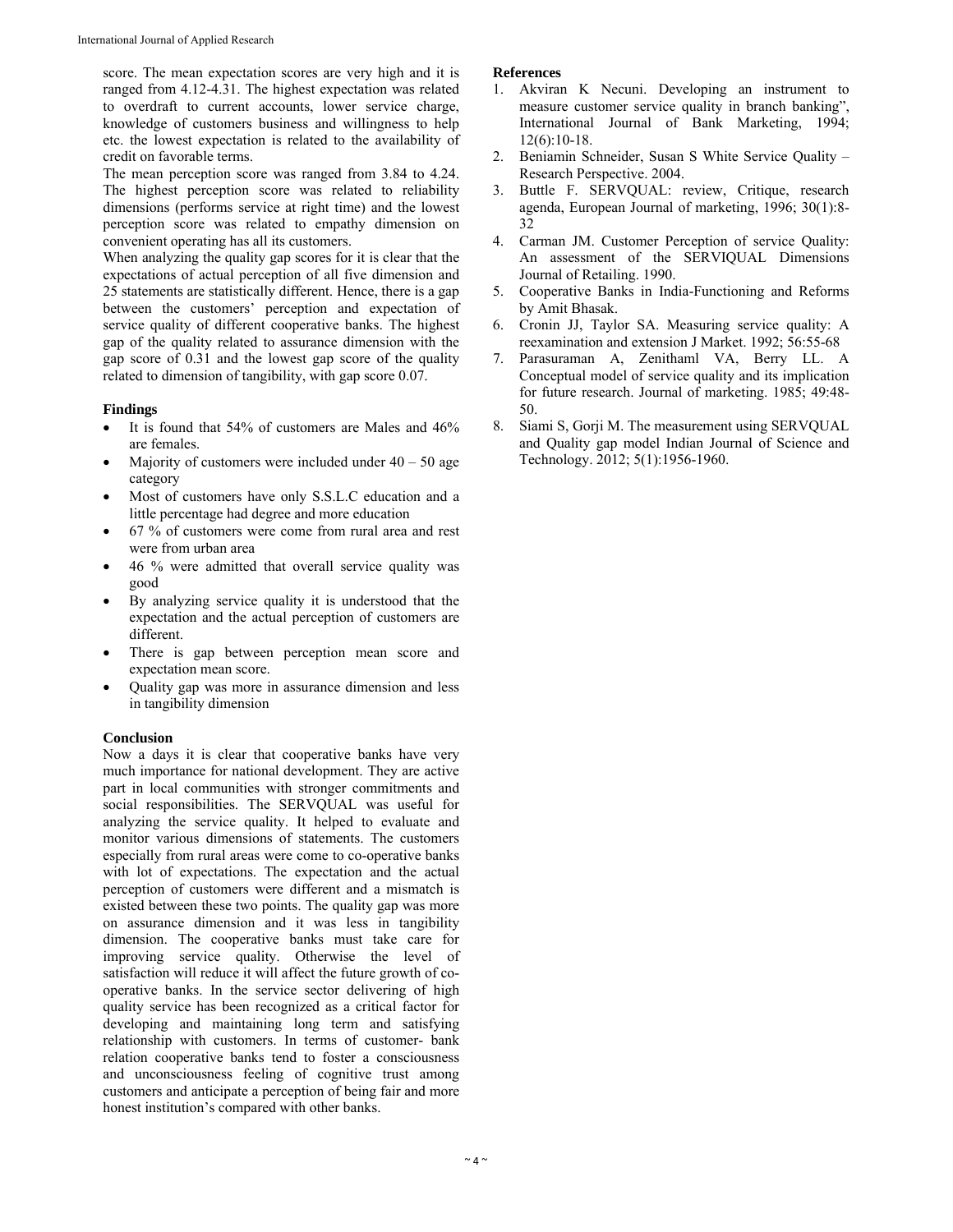score. The mean expectation scores are very high and it is ranged from 4.12-4.31. The highest expectation was related to overdraft to current accounts, lower service charge, knowledge of customers business and willingness to help etc. the lowest expectation is related to the availability of credit on favorable terms.

The mean perception score was ranged from 3.84 to 4.24. The highest perception score was related to reliability dimensions (performs service at right time) and the lowest perception score was related to empathy dimension on convenient operating has all its customers.

When analyzing the quality gap scores for it is clear that the expectations of actual perception of all five dimension and 25 statements are statistically different. Hence, there is a gap between the customers' perception and expectation of service quality of different cooperative banks. The highest gap of the quality related to assurance dimension with the gap score of 0.31 and the lowest gap score of the quality related to dimension of tangibility, with gap score 0.07.

## Findings

- It is found that 54% of customers are Males and 46% are females.
- Majority of customers were included under 40 – 50 age category
- Most of customers have only S.S.L.C education and a little percentage had degree and more education
- 67 % of customers were come from rural area and rest were from urban area
- 46 % were admitted that overall service quality was good
- By analyzing service quality it is understood that the expectation and the actual perception of customers are different.
- There is gap between perception mean score and expectation mean score.
- Quality gap was more in assurance dimension and less in tangibility dimension

## Conclusion

Now a days it is clear that cooperative banks have very much importance for national development. They are active part in local communities with stronger commitments and social responsibilities. The SERVQUAL was useful for analyzing the service quality. It helped to evaluate and monitor various dimensions of statements. The customers especially from rural areas were come to co-operative banks with lot of expectations. The expectation and the actual perception of customers were different and a mismatch is existed between these two points. The quality gap was more on assurance dimension and it was less in tangibility dimension. The cooperative banks must take care for improving service quality. Otherwise the level of satisfaction will reduce it will affect the future growth of co-operative banks. In the service sector delivering of high quality service has been recognized as a critical factor for developing and maintaining long term and satisfying relationship with customers. In terms of customer- bank relation cooperative banks tend to foster a consciousness and unconsciousness feeling of cognitive trust among customers and anticipate a perception of being fair and more honest institution's compared with other banks.

## References

1. Akviran K Necuni. Developing an instrument to measure customer service quality in branch banking", International Journal of Bank Marketing, 1994; 12(6):10-18.
2. Beniamin Schneider, Susan S White Service Quality – Research Perspective. 2004.
3. Buttle F. SERVQUAL: review, Critique, research agenda, European Journal of marketing, 1996; 30(1):8-32
4. Carman JM. Customer Perception of service Quality: An assessment of the SERVIQUAL Dimensions Journal of Retailing. 1990.
5. Cooperative Banks in India-Functioning and Reforms by Amit Bhasak.
6. Cronin JJ, Taylor SA. Measuring service quality: A reexamination and extension J Market. 1992; 56:55-68
7. Parasuraman A, Zenithaml VA, Berry LL. A Conceptual model of service quality and its implication for future research. Journal of marketing. 1985; 49:48-50.
8. Siami S, Gorji M. The measurement using SERVQUAL and Quality gap model Indian Journal of Science and Technology. 2012; 5(1):1956-1960.